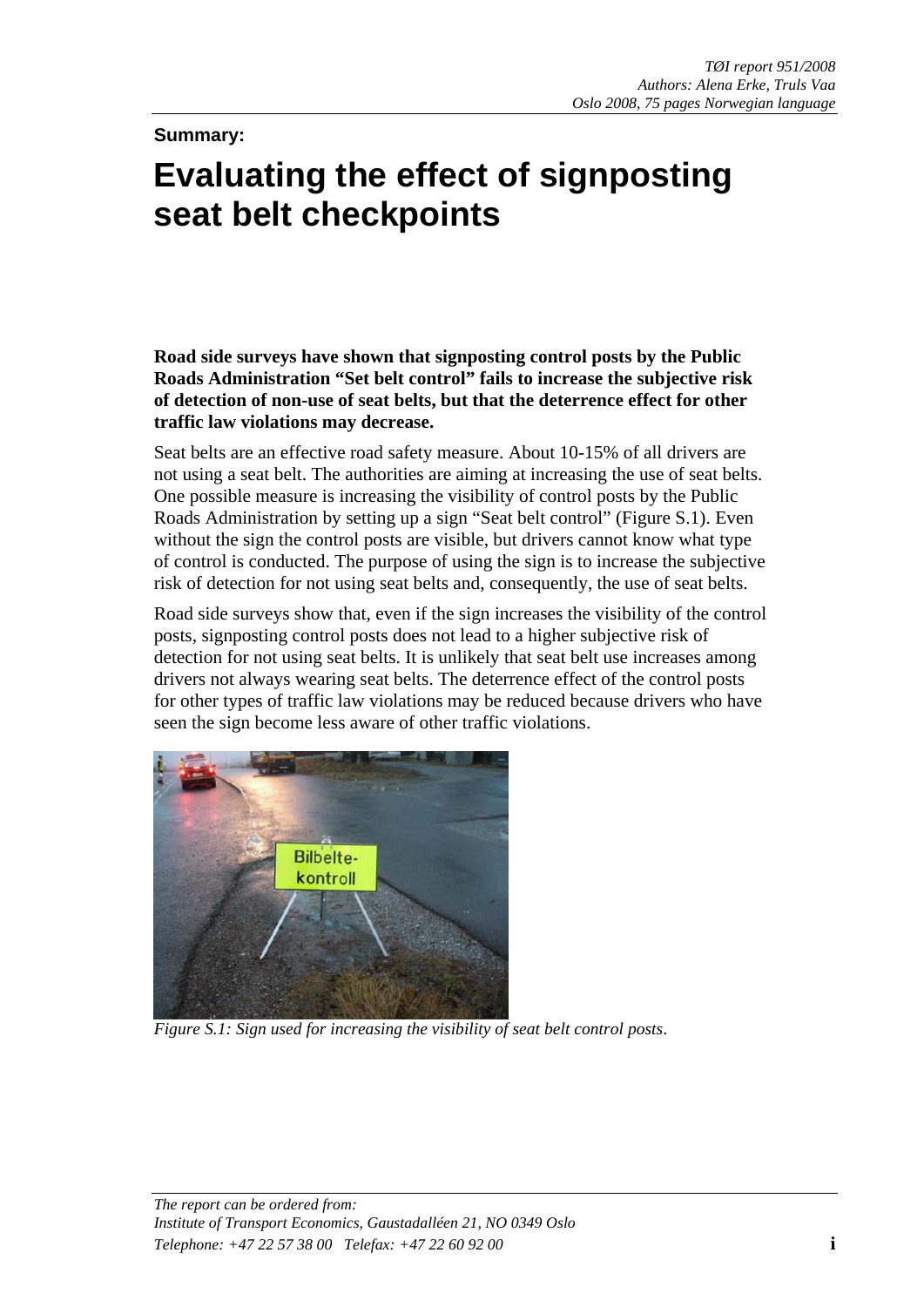*TØI report 951/2008*
*Authors: Alena Erke, Truls Vaa*
*Oslo 2008, 75 pages Norwegian language*

**Summary:**

# Evaluating the effect of signposting seat belt checkpoints

**Road side surveys have shown that signposting control posts by the Public Roads Administration "Set belt control" fails to increase the subjective risk of detection of non-use of seat belts, but that the deterrence effect for other traffic law violations may decrease.**

Seat belts are an effective road safety measure. About 10-15% of all drivers are not using a seat belt. The authorities are aiming at increasing the use of seat belts. One possible measure is increasing the visibility of control posts by the Public Roads Administration by setting up a sign "Seat belt control" (Figure S.1). Even without the sign the control posts are visible, but drivers cannot know what type of control is conducted. The purpose of using the sign is to increase the subjective risk of detection for not using seat belts and, consequently, the use of seat belts.

Road side surveys show that, even if the sign increases the visibility of the control posts, signposting control posts does not lead to a higher subjective risk of detection for not using seat belts. It is unlikely that seat belt use increases among drivers not always wearing seat belts. The deterrence effect of the control posts for other types of traffic law violations may be reduced because drivers who have seen the sign become less aware of other traffic violations.

*Figure S.1: Sign used for increasing the visibility of seat belt control posts.*

*The report can be ordered from:*
*Institute of Transport Economics, Gaustadalléen 21, NO 0349 Oslo*
*Telephone: +47 22 57 38 00 Telefax: +47 22 60 92 00*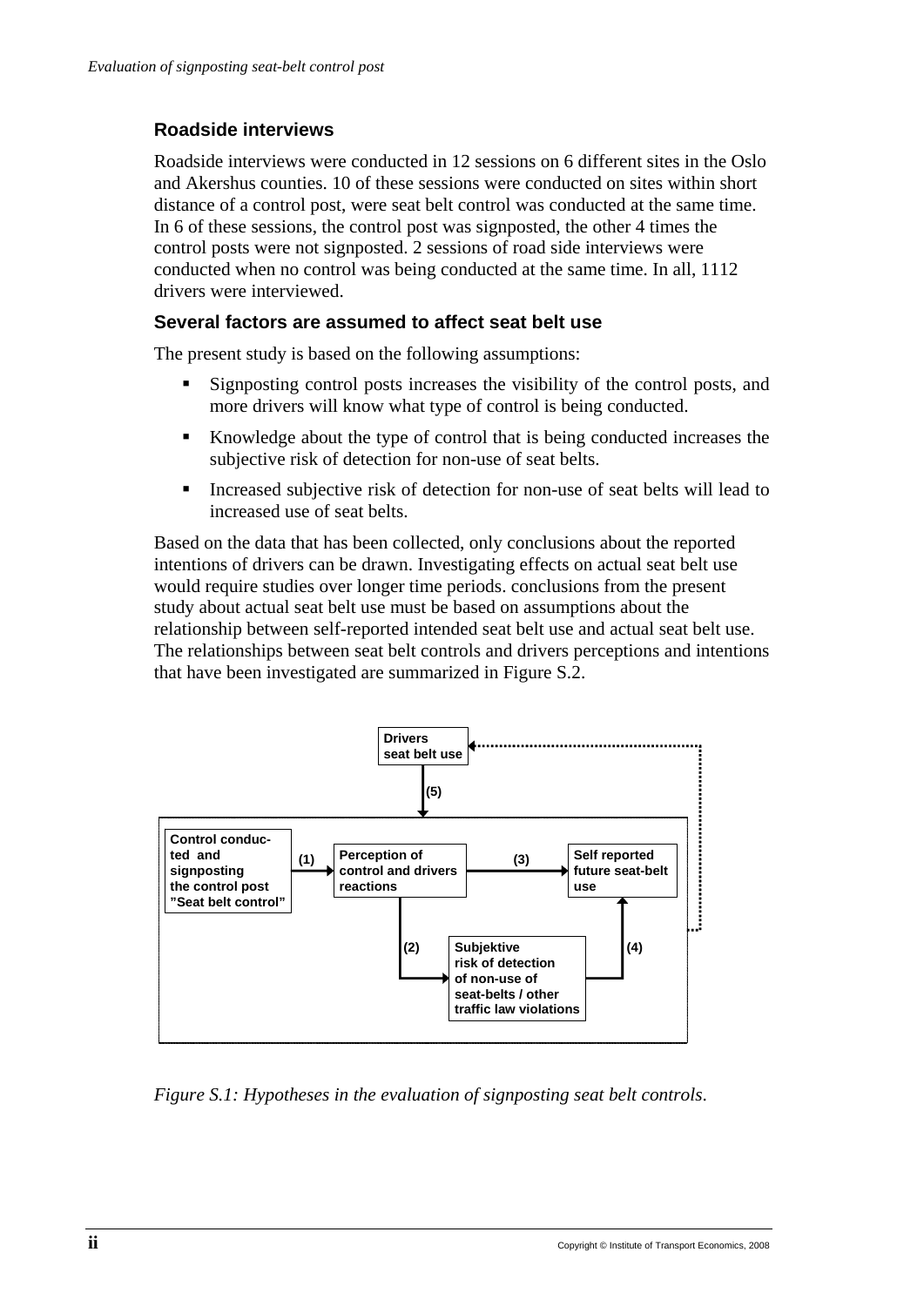### Roadside interviews

Roadside interviews were conducted in 12 sessions on 6 different sites in the Oslo and Akershus counties. 10 of these sessions were conducted on sites within short distance of a control post, were seat belt control was conducted at the same time. In 6 of these sessions, the control post was signposted, the other 4 times the control posts were not signposted. 2 sessions of road side interviews were conducted when no control was being conducted at the same time. In all, 1112 drivers were interviewed.

### Several factors are assumed to affect seat belt use

The present study is based on the following assumptions:

- Signposting control posts increases the visibility of the control posts, and more drivers will know what type of control is being conducted.
- Knowledge about the type of control that is being conducted increases the subjective risk of detection for non-use of seat belts.
- Increased subjective risk of detection for non-use of seat belts will lead to increased use of seat belts.

Based on the data that has been collected, only conclusions about the reported intentions of drivers can be drawn. Investigating effects on actual seat belt use would require studies over longer time periods. conclusions from the present study about actual seat belt use must be based on assumptions about the relationship between self-reported intended seat belt use and actual seat belt use. The relationships between seat belt controls and drivers perceptions and intentions that have been investigated are summarized in Figure S.2.

Drivers seat belt use

(5)

Control conducted and signposting the control post "Seat belt control"

(1)

Perception of control and drivers reactions

(3)

Self reported future seat-belt use

(2)

Subjektive risk of detection of non-use of seat-belts / other traffic law violations

(4)

*Figure S.1: Hypotheses in the evaluation of signposting seat belt controls.*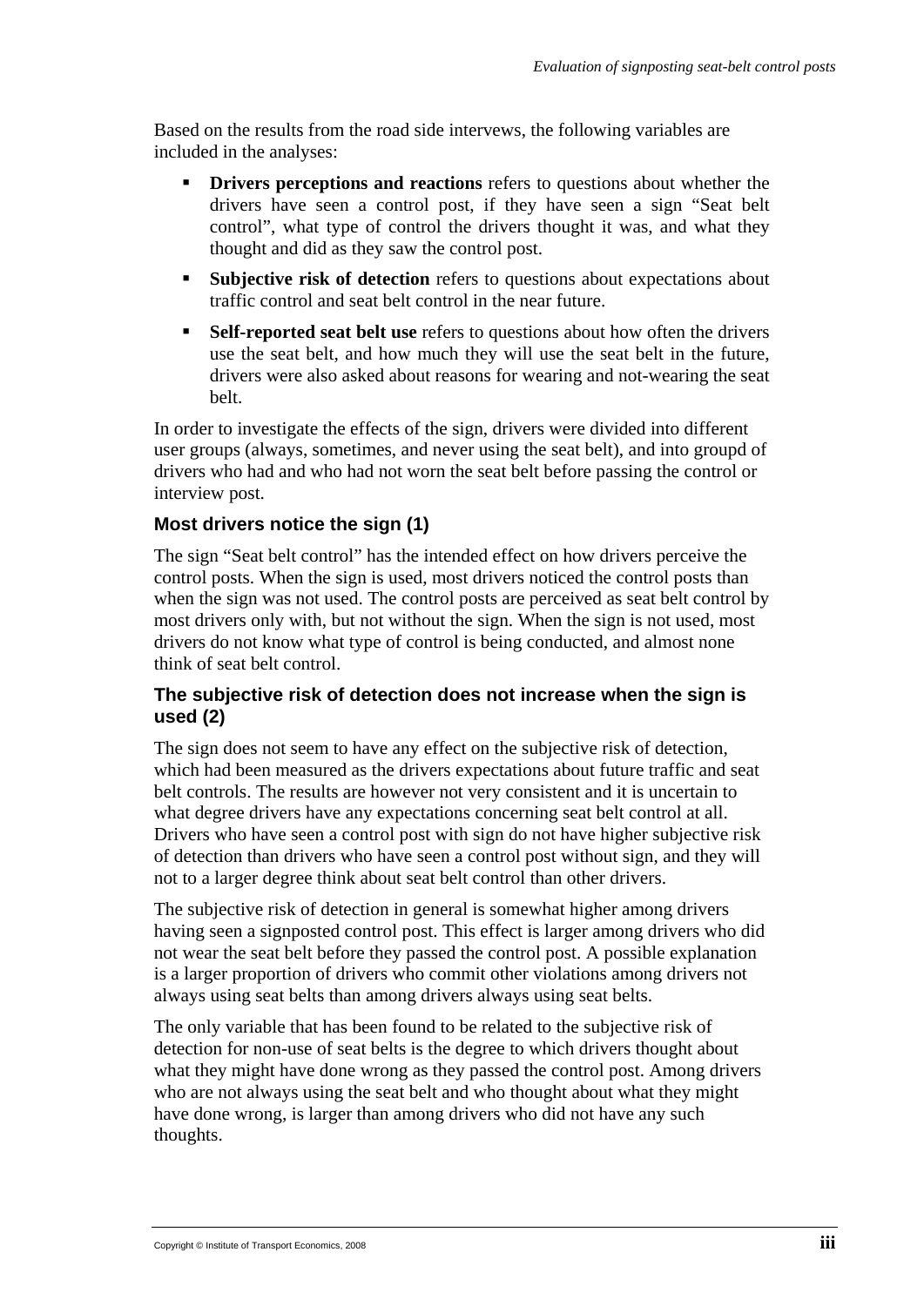Based on the results from the road side intervews, the following variables are included in the analyses:

- **Drivers perceptions and reactions** refers to questions about whether the drivers have seen a control post, if they have seen a sign "Seat belt control", what type of control the drivers thought it was, and what they thought and did as they saw the control post.
- **Subjective risk of detection** refers to questions about expectations about traffic control and seat belt control in the near future.
- **Self-reported seat belt use** refers to questions about how often the drivers use the seat belt, and how much they will use the seat belt in the future, drivers were also asked about reasons for wearing and not-wearing the seat belt.

In order to investigate the effects of the sign, drivers were divided into different user groups (always, sometimes, and never using the seat belt), and into groupd of drivers who had and who had not worn the seat belt before passing the control or interview post.

### Most drivers notice the sign (1)

The sign "Seat belt control" has the intended effect on how drivers perceive the control posts. When the sign is used, most drivers noticed the control posts than when the sign was not used. The control posts are perceived as seat belt control by most drivers only with, but not without the sign. When the sign is not used, most drivers do not know what type of control is being conducted, and almost none think of seat belt control.

### The subjective risk of detection does not increase when the sign is used (2)

The sign does not seem to have any effect on the subjective risk of detection, which had been measured as the drivers expectations about future traffic and seat belt controls. The results are however not very consistent and it is uncertain to what degree drivers have any expectations concerning seat belt control at all. Drivers who have seen a control post with sign do not have higher subjective risk of detection than drivers who have seen a control post without sign, and they will not to a larger degree think about seat belt control than other drivers.

The subjective risk of detection in general is somewhat higher among drivers having seen a signposted control post. This effect is larger among drivers who did not wear the seat belt before they passed the control post. A possible explanation is a larger proportion of drivers who commit other violations among drivers not always using seat belts than among drivers always using seat belts.

The only variable that has been found to be related to the subjective risk of detection for non-use of seat belts is the degree to which drivers thought about what they might have done wrong as they passed the control post. Among drivers who are not always using the seat belt and who thought about what they might have done wrong, is larger than among drivers who did not have any such thoughts.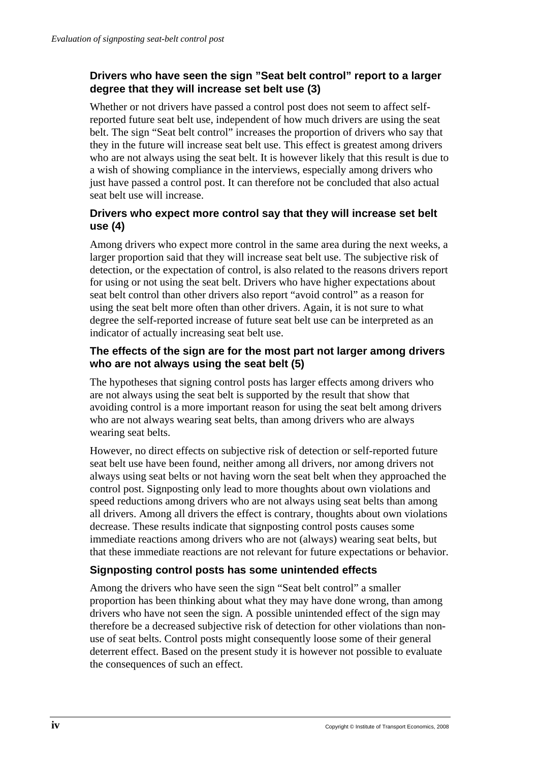### Drivers who have seen the sign ”Seat belt control” report to a larger degree that they will increase set belt use (3)

Whether or not drivers have passed a control post does not seem to affect self-reported future seat belt use, independent of how much drivers are using the seat belt. The sign “Seat belt control” increases the proportion of drivers who say that they in the future will increase seat belt use. This effect is greatest among drivers who are not always using the seat belt. It is however likely that this result is due to a wish of showing compliance in the interviews, especially among drivers who just have passed a control post. It can therefore not be concluded that also actual seat belt use will increase.

### Drivers who expect more control say that they will increase set belt use (4)

Among drivers who expect more control in the same area during the next weeks, a larger proportion said that they will increase seat belt use. The subjective risk of detection, or the expectation of control, is also related to the reasons drivers report for using or not using the seat belt. Drivers who have higher expectations about seat belt control than other drivers also report “avoid control” as a reason for using the seat belt more often than other drivers. Again, it is not sure to what degree the self-reported increase of future seat belt use can be interpreted as an indicator of actually increasing seat belt use.

### The effects of the sign are for the most part not larger among drivers who are not always using the seat belt (5)

The hypotheses that signing control posts has larger effects among drivers who are not always using the seat belt is supported by the result that show that avoiding control is a more important reason for using the seat belt among drivers who are not always wearing seat belts, than among drivers who are always wearing seat belts.

However, no direct effects on subjective risk of detection or self-reported future seat belt use have been found, neither among all drivers, nor among drivers not always using seat belts or not having worn the seat belt when they approached the control post. Signposting only lead to more thoughts about own violations and speed reductions among drivers who are not always using seat belts than among all drivers. Among all drivers the effect is contrary, thoughts about own violations decrease. These results indicate that signposting control posts causes some immediate reactions among drivers who are not (always) wearing seat belts, but that these immediate reactions are not relevant for future expectations or behavior.

### Signposting control posts has some unintended effects

Among the drivers who have seen the sign “Seat belt control” a smaller proportion has been thinking about what they may have done wrong, than among drivers who have not seen the sign. A possible unintended effect of the sign may therefore be a decreased subjective risk of detection for other violations than non-use of seat belts. Control posts might consequently loose some of their general deterrent effect. Based on the present study it is however not possible to evaluate the consequences of such an effect.